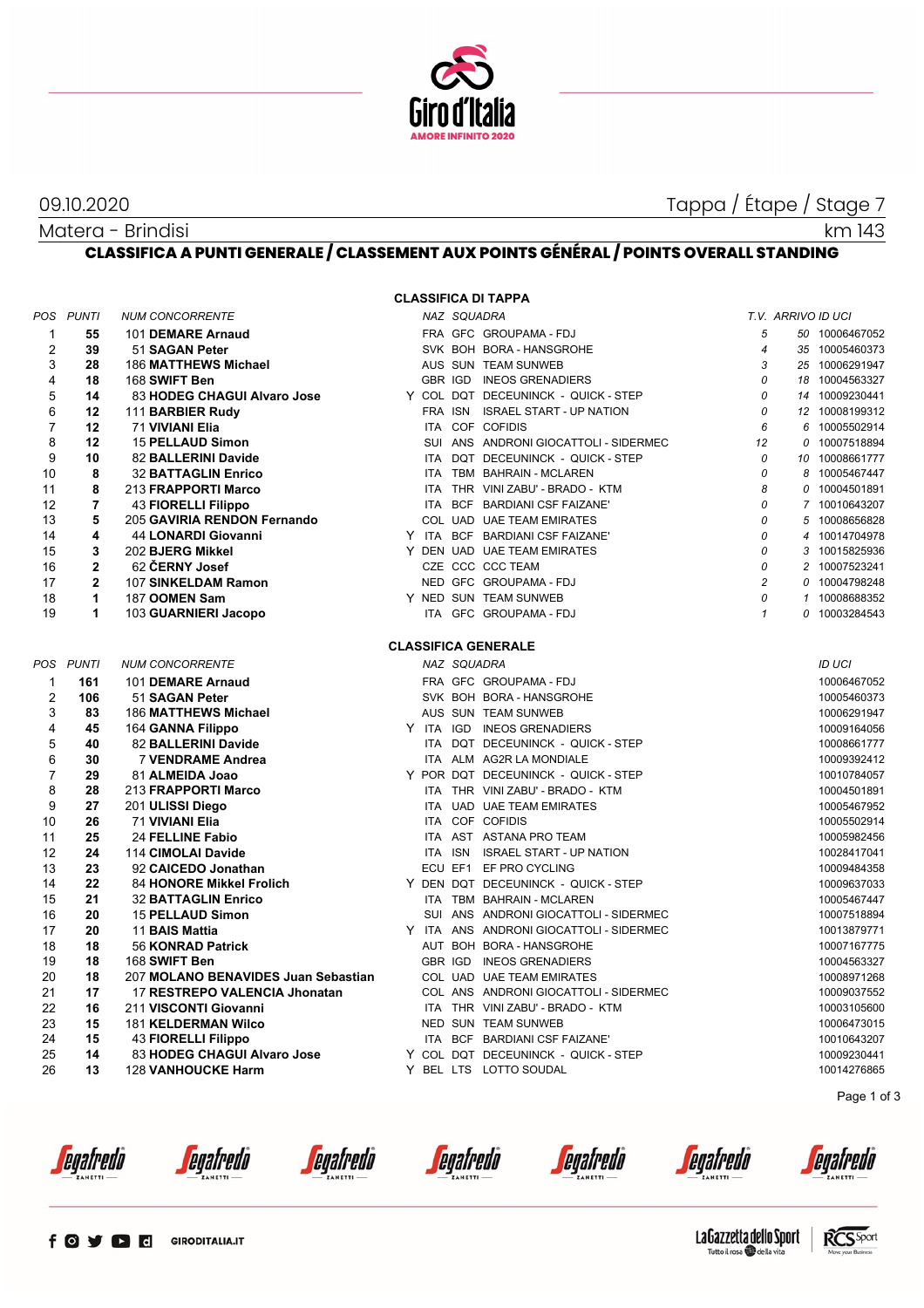Giro d'Italia — AMORE INFINITO 2020

09.10.2020 — Tappa / Étape / Stage 7

Matera - Brindisi — km 143

## CLASSIFICA A PUNTI GENERALE / CLASSEMENT AUX POINTS GÉNÉRAL / POINTS OVERALL STANDING

### CLASSIFICA DI TAPPA

| POS | PUNTI | NUM | CONCORRENTE | | NAZ | SQUADRA | | T.V. | ARRIVO | ID UCI |
|---|---|---|---|---|---|---|---|---|---|---|
| 1 | 55 | 101 | DEMARE Arnaud | | FRA | GFC | GROUPAMA - FDJ | 5 | 50 | 10006467052 |
| 2 | 39 | 51 | SAGAN Peter | | SVK | BOH | BORA - HANSGROHE | 4 | 35 | 10005460373 |
| 3 | 28 | 186 | MATTHEWS Michael | | AUS | SUN | TEAM SUNWEB | 3 | 25 | 10006291947 |
| 4 | 18 | 168 | SWIFT Ben | | GBR | IGD | INEOS GRENADIERS | 0 | 18 | 10004563327 |
| 5 | 14 | 83 | HODEG CHAGUI Alvaro Jose | Y | COL | DQT | DECEUNINCK - QUICK - STEP | 0 | 14 | 10009230441 |
| 6 | 12 | 111 | BARBIER Rudy | | FRA | ISN | ISRAEL START - UP NATION | 0 | 12 | 10008199312 |
| 7 | 12 | 71 | VIVIANI Elia | | ITA | COF | COFIDIS | 6 | 6 | 10005502914 |
| 8 | 12 | 15 | PELLAUD Simon | | SUI | ANS | ANDRONI GIOCATTOLI - SIDERMEC | 12 | 0 | 10007518894 |
| 9 | 10 | 82 | BALLERINI Davide | | ITA | DQT | DECEUNINCK - QUICK - STEP | 0 | 10 | 10008661777 |
| 10 | 8 | 32 | BATTAGLIN Enrico | | ITA | TBM | BAHRAIN - MCLAREN | 0 | 8 | 10005467447 |
| 11 | 8 | 213 | FRAPPORTI Marco | | ITA | THR | VINI ZABU' - BRADO - KTM | 8 | 0 | 10004501891 |
| 12 | 7 | 43 | FIORELLI Filippo | | ITA | BCF | BARDIANI CSF FAIZANE' | 0 | 7 | 10010643207 |
| 13 | 5 | 205 | GAVIRIA RENDON Fernando | | COL | UAD | UAE TEAM EMIRATES | 0 | 5 | 10008656828 |
| 14 | 4 | 44 | LONARDI Giovanni | Y | ITA | BCF | BARDIANI CSF FAIZANE' | 0 | 4 | 10014704978 |
| 15 | 3 | 202 | BJERG Mikkel | Y | DEN | UAD | UAE TEAM EMIRATES | 0 | 3 | 10015825936 |
| 16 | 2 | 62 | ČERNY Josef | | CZE | CCC | CCC TEAM | 0 | 2 | 10007523241 |
| 17 | 2 | 107 | SINKELDAM Ramon | | NED | GFC | GROUPAMA - FDJ | 2 | 0 | 10004798248 |
| 18 | 1 | 187 | OOMEN Sam | Y | NED | SUN | TEAM SUNWEB | 0 | 1 | 10008688352 |
| 19 | 1 | 103 | GUARNIERI Jacopo | | ITA | GFC | GROUPAMA - FDJ | 1 | 0 | 10003284543 |

### CLASSIFICA GENERALE

| POS | PUNTI | NUM | CONCORRENTE | | NAZ | SQUADRA | | ID UCI |
|---|---|---|---|---|---|---|---|---|
| 1 | 161 | 101 | DEMARE Arnaud | | FRA | GFC | GROUPAMA - FDJ | 10006467052 |
| 2 | 106 | 51 | SAGAN Peter | | SVK | BOH | BORA - HANSGROHE | 10005460373 |
| 3 | 83 | 186 | MATTHEWS Michael | | AUS | SUN | TEAM SUNWEB | 10006291947 |
| 4 | 45 | 164 | GANNA Filippo | Y | ITA | IGD | INEOS GRENADIERS | 10009164056 |
| 5 | 40 | 82 | BALLERINI Davide | | ITA | DQT | DECEUNINCK - QUICK - STEP | 10008661777 |
| 6 | 30 | 7 | VENDRAME Andrea | | ITA | ALM | AG2R LA MONDIALE | 10009392412 |
| 7 | 29 | 81 | ALMEIDA Joao | Y | POR | DQT | DECEUNINCK - QUICK - STEP | 10010784057 |
| 8 | 28 | 213 | FRAPPORTI Marco | | ITA | THR | VINI ZABU' - BRADO - KTM | 10004501891 |
| 9 | 27 | 201 | ULISSI Diego | | ITA | UAD | UAE TEAM EMIRATES | 10005467952 |
| 10 | 26 | 71 | VIVIANI Elia | | ITA | COF | COFIDIS | 10005502914 |
| 11 | 25 | 24 | FELLINE Fabio | | ITA | AST | ASTANA PRO TEAM | 10005982456 |
| 12 | 24 | 114 | CIMOLAI Davide | | ITA | ISN | ISRAEL START - UP NATION | 10028417041 |
| 13 | 23 | 92 | CAICEDO Jonathan | | ECU | EF1 | EF PRO CYCLING | 10009484358 |
| 14 | 22 | 84 | HONORE Mikkel Frolich | Y | DEN | DQT | DECEUNINCK - QUICK - STEP | 10009637033 |
| 15 | 21 | 32 | BATTAGLIN Enrico | | ITA | TBM | BAHRAIN - MCLAREN | 10005467447 |
| 16 | 20 | 15 | PELLAUD Simon | | SUI | ANS | ANDRONI GIOCATTOLI - SIDERMEC | 10007518894 |
| 17 | 20 | 11 | BAIS Mattia | Y | ITA | ANS | ANDRONI GIOCATTOLI - SIDERMEC | 10013879771 |
| 18 | 18 | 56 | KONRAD Patrick | | AUT | BOH | BORA - HANSGROHE | 10007167775 |
| 19 | 18 | 168 | SWIFT Ben | | GBR | IGD | INEOS GRENADIERS | 10004563327 |
| 20 | 18 | 207 | MOLANO BENAVIDES Juan Sebastian | | COL | UAD | UAE TEAM EMIRATES | 10008971268 |
| 21 | 17 | 17 | RESTREPO VALENCIA Jhonatan | | COL | ANS | ANDRONI GIOCATTOLI - SIDERMEC | 10009037552 |
| 22 | 16 | 211 | VISCONTI Giovanni | | ITA | THR | VINI ZABU' - BRADO - KTM | 10003105600 |
| 23 | 15 | 181 | KELDERMAN Wilco | | NED | SUN | TEAM SUNWEB | 10006473015 |
| 24 | 15 | 43 | FIORELLI Filippo | | ITA | BCF | BARDIANI CSF FAIZANE' | 10010643207 |
| 25 | 14 | 83 | HODEG CHAGUI Alvaro Jose | Y | COL | DQT | DECEUNINCK - QUICK - STEP | 10009230441 |
| 26 | 13 | 128 | VANHOUCKE Harm | Y | BEL | LTS | LOTTO SOUDAL | 10014276865 |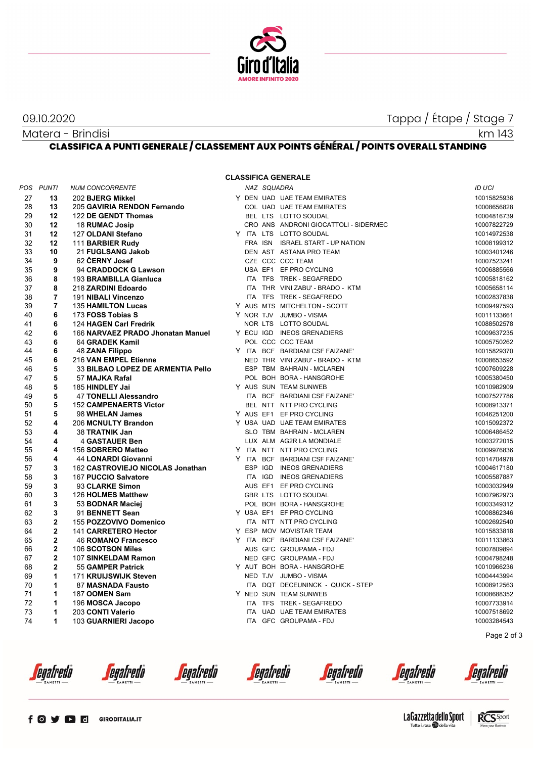09.10.2020 — Tappa / Étape / Stage 7

Matera - Brindisi — km 143

## CLASSIFICA A PUNTI GENERALE / CLASSEMENT AUX POINTS GÉNÉRAL / POINTS OVERALL STANDING

### CLASSIFICA GENERALE

| POS | PUNTI | NUM | CONCORRENTE | | NAZ | SQUADRA | | ID UCI |
|---|---|---|---|---|---|---|---|---|
| 27 | **13** | 202 | **BJERG Mikkel** | Y | DEN | UAD | UAE TEAM EMIRATES | 10015825936 |
| 28 | **13** | 205 | **GAVIRIA RENDON Fernando** | | COL | UAD | UAE TEAM EMIRATES | 10008656828 |
| 29 | **12** | 122 | **DE GENDT Thomas** | | BEL | LTS | LOTTO SOUDAL | 10004816739 |
| 30 | **12** | 18 | **RUMAC Josip** | | CRO | ANS | ANDRONI GIOCATTOLI - SIDERMEC | 10007822729 |
| 31 | **12** | 127 | **OLDANI Stefano** | Y | ITA | LTS | LOTTO SOUDAL | 10014972538 |
| 32 | **12** | 111 | **BARBIER Rudy** | | FRA | ISN | ISRAEL START - UP NATION | 10008199312 |
| 33 | **10** | 21 | **FUGLSANG Jakob** | | DEN | AST | ASTANA PRO TEAM | 10003401246 |
| 34 | **9** | 62 | **ČERNY Josef** | | CZE | CCC | CCC TEAM | 10007523241 |
| 35 | **9** | 94 | **CRADDOCK G Lawson** | | USA | EF1 | EF PRO CYCLING | 10006885566 |
| 36 | **8** | 193 | **BRAMBILLA Gianluca** | | ITA | TFS | TREK - SEGAFREDO | 10005818162 |
| 37 | **8** | 218 | **ZARDINI Edoardo** | | ITA | THR | VINI ZABU' - BRADO - KTM | 10005658114 |
| 38 | **7** | 191 | **NIBALI Vincenzo** | | ITA | TFS | TREK - SEGAFREDO | 10002837838 |
| 39 | **7** | 135 | **HAMILTON Lucas** | Y | AUS | MTS | MITCHELTON - SCOTT | 10009497593 |
| 40 | **6** | 173 | **FOSS Tobias S** | Y | NOR | TJV | JUMBO - VISMA | 10011133661 |
| 41 | **6** | 124 | **HAGEN Carl Fredrik** | | NOR | LTS | LOTTO SOUDAL | 10088502578 |
| 42 | **6** | 166 | **NARVAEZ PRADO Jhonatan Manuel** | Y | ECU | IGD | INEOS GRENADIERS | 10009637235 |
| 43 | **6** | 64 | **GRADEK Kamil** | | POL | CCC | CCC TEAM | 10005750262 |
| 44 | **6** | 48 | **ZANA Filippo** | Y | ITA | BCF | BARDIANI CSF FAIZANE' | 10015829370 |
| 45 | **6** | 216 | **VAN EMPEL Etienne** | | NED | THR | VINI ZABU' - BRADO - KTM | 10008653592 |
| 46 | **5** | 33 | **BILBAO LOPEZ DE ARMENTIA Pello** | | ESP | TBM | BAHRAIN - MCLAREN | 10007609228 |
| 47 | **5** | 57 | **MAJKA Rafal** | | POL | BOH | BORA - HANSGROHE | 10005380450 |
| 48 | **5** | 185 | **HINDLEY Jai** | Y | AUS | SUN | TEAM SUNWEB | 10010982909 |
| 49 | **5** | 47 | **TONELLI Alessandro** | | ITA | BCF | BARDIANI CSF FAIZANE' | 10007527786 |
| 50 | **5** | 152 | **CAMPENAERTS Victor** | | BEL | NTT | NTT PRO CYCLING | 10008913371 |
| 51 | **5** | 98 | **WHELAN James** | Y | AUS | EF1 | EF PRO CYCLING | 10046251200 |
| 52 | **4** | 206 | **MCNULTY Brandon** | Y | USA | UAD | UAE TEAM EMIRATES | 10015092372 |
| 53 | **4** | 38 | **TRATNIK Jan** | | SLO | TBM | BAHRAIN - MCLAREN | 10006486452 |
| 54 | **4** | 4 | **GASTAUER Ben** | | LUX | ALM | AG2R LA MONDIALE | 10003272015 |
| 55 | **4** | 156 | **SOBRERO Matteo** | Y | ITA | NTT | NTT PRO CYCLING | 10009976836 |
| 56 | **4** | 44 | **LONARDI Giovanni** | Y | ITA | BCF | BARDIANI CSF FAIZANE' | 10014704978 |
| 57 | **3** | 162 | **CASTROVIEJO NICOLAS Jonathan** | | ESP | IGD | INEOS GRENADIERS | 10004617180 |
| 58 | **3** | 167 | **PUCCIO Salvatore** | | ITA | IGD | INEOS GRENADIERS | 10005587887 |
| 59 | **3** | 93 | **CLARKE Simon** | | AUS | EF1 | EF PRO CYCLING | 10003032949 |
| 60 | **3** | 126 | **HOLMES Matthew** | | GBR | LTS | LOTTO SOUDAL | 10007962973 |
| 61 | **3** | 53 | **BODNAR Maciej** | | POL | BOH | BORA - HANSGROHE | 10003349312 |
| 62 | **3** | 91 | **BENNETT Sean** | Y | USA | EF1 | EF PRO CYCLING | 10008862346 |
| 63 | **2** | 155 | **POZZOVIVO Domenico** | | ITA | NTT | NTT PRO CYCLING | 10002692540 |
| 64 | **2** | 141 | **CARRETERO Hector** | Y | ESP | MOV | MOVISTAR TEAM | 10015833818 |
| 65 | **2** | 46 | **ROMANO Francesco** | Y | ITA | BCF | BARDIANI CSF FAIZANE' | 10011133863 |
| 66 | **2** | 106 | **SCOTSON Miles** | | AUS | GFC | GROUPAMA - FDJ | 10007809894 |
| 67 | **2** | 107 | **SINKELDAM Ramon** | | NED | GFC | GROUPAMA - FDJ | 10004798248 |
| 68 | **2** | 55 | **GAMPER Patrick** | Y | AUT | BOH | BORA - HANSGROHE | 10010966236 |
| 69 | **1** | 171 | **KRUIJSWIJK Steven** | | NED | TJV | JUMBO - VISMA | 10004443994 |
| 70 | **1** | 87 | **MASNADA Fausto** | | ITA | DQT | DECEUNINCK - QUICK - STEP | 10008912563 |
| 71 | **1** | 187 | **OOMEN Sam** | Y | NED | SUN | TEAM SUNWEB | 10008688352 |
| 72 | **1** | 196 | **MOSCA Jacopo** | | ITA | TFS | TREK - SEGAFREDO | 10007733914 |
| 73 | **1** | 203 | **CONTI Valerio** | | ITA | UAD | UAE TEAM EMIRATES | 10007518692 |
| 74 | **1** | 103 | **GUARNIERI Jacopo** | | ITA | GFC | GROUPAMA - FDJ | 10003284543 |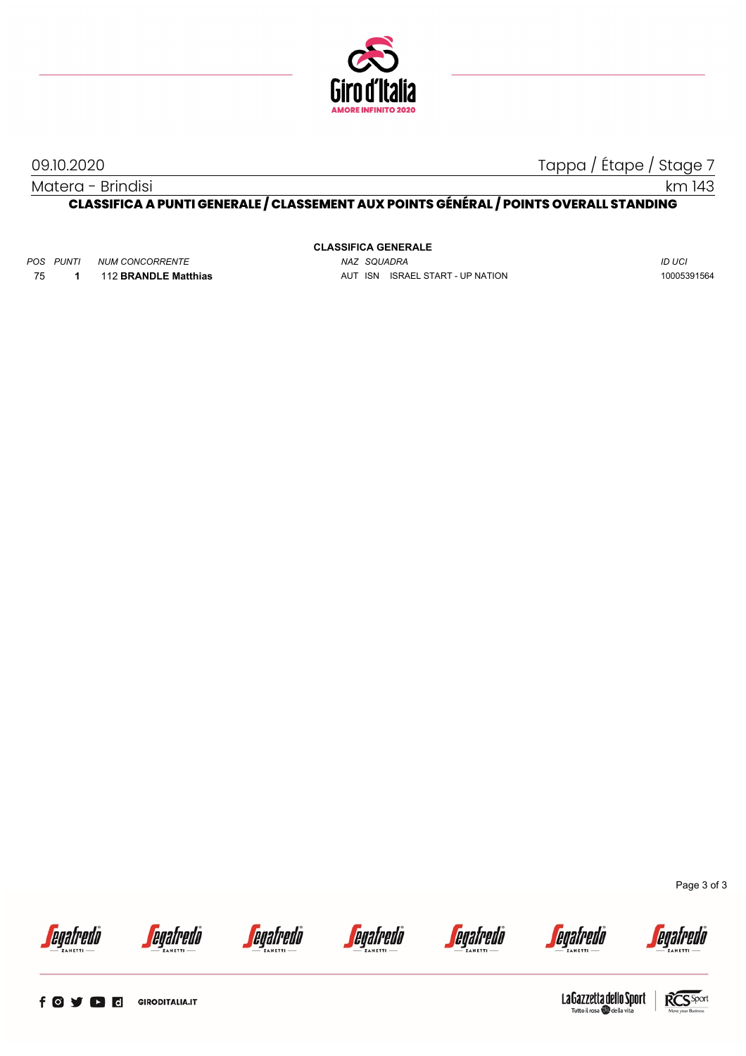09.10.2020 Tappa / Étape / Stage 7

Matera - Brindisi km 143

## CLASSIFICA A PUNTI GENERALE / CLASSEMENT AUX POINTS GÉNÉRAL / POINTS OVERALL STANDING

### CLASSIFICA GENERALE

| *POS* | *PUNTI* | *NUM CONCORRENTE* | *NAZ* | *SQUADRA* | | *ID UCI* |
|---|---|---|---|---|---|---|
| 75 | **1** | 112 **BRANDLE Matthias** | AUT | ISN | ISRAEL START - UP NATION | 10005391564 |